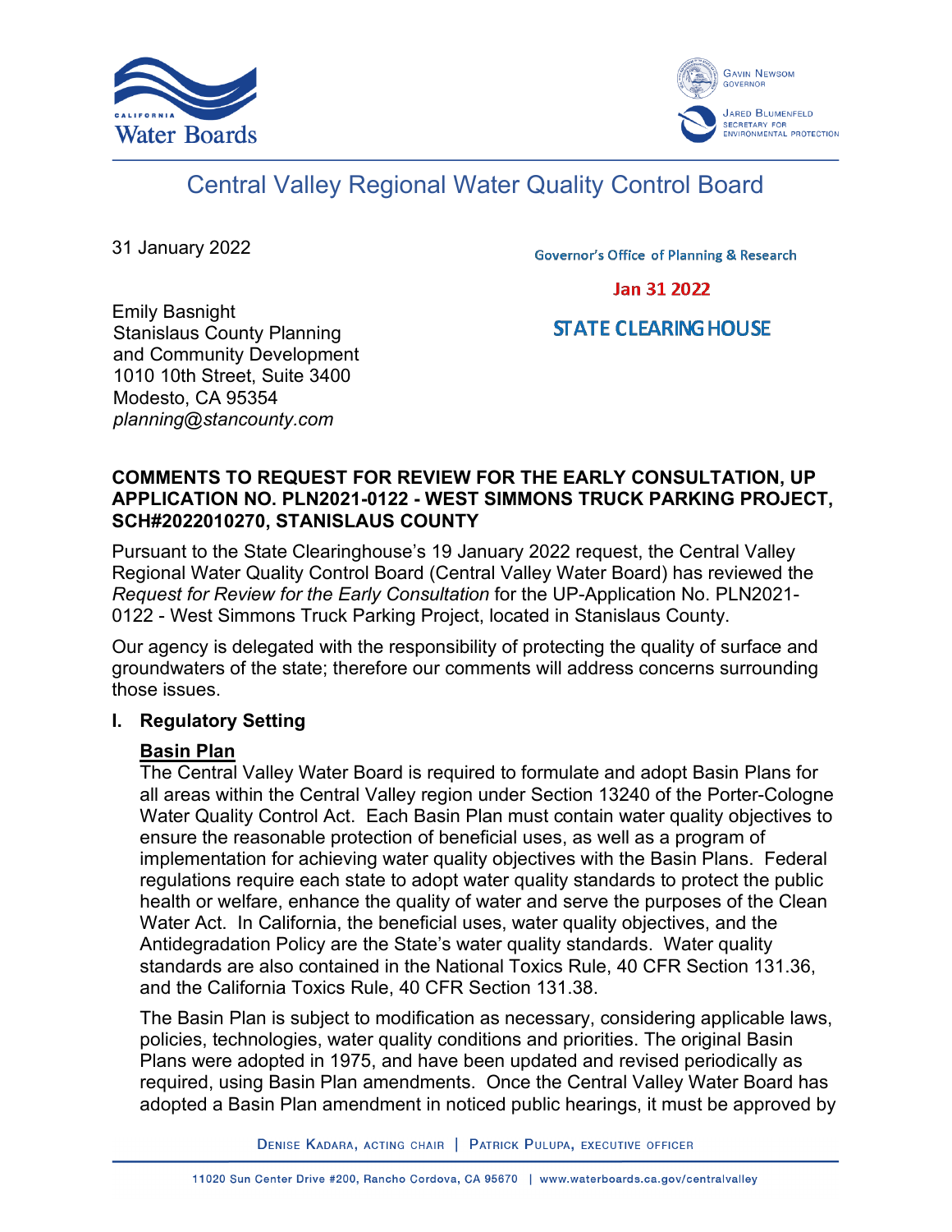# Central Valley Regional Water Quality Control Board

31 January 2022

Governor's Office of Planning & Research

Jan 31 2022

STATE CLEARING HOUSE

Emily Basnight
Stanislaus County Planning
and Community Development
1010 10th Street, Suite 3400
Modesto, CA 95354
*planning@stancounty.com*

**COMMENTS TO REQUEST FOR REVIEW FOR THE EARLY CONSULTATION, UP APPLICATION NO. PLN2021-0122 - WEST SIMMONS TRUCK PARKING PROJECT, SCH#2022010270, STANISLAUS COUNTY**

Pursuant to the State Clearinghouse's 19 January 2022 request, the Central Valley Regional Water Quality Control Board (Central Valley Water Board) has reviewed the *Request for Review for the Early Consultation* for the UP-Application No. PLN2021-0122 - West Simmons Truck Parking Project, located in Stanislaus County.

Our agency is delegated with the responsibility of protecting the quality of surface and groundwaters of the state; therefore our comments will address concerns surrounding those issues.

## I. Regulatory Setting

**Basin Plan**

The Central Valley Water Board is required to formulate and adopt Basin Plans for all areas within the Central Valley region under Section 13240 of the Porter-Cologne Water Quality Control Act. Each Basin Plan must contain water quality objectives to ensure the reasonable protection of beneficial uses, as well as a program of implementation for achieving water quality objectives with the Basin Plans. Federal regulations require each state to adopt water quality standards to protect the public health or welfare, enhance the quality of water and serve the purposes of the Clean Water Act. In California, the beneficial uses, water quality objectives, and the Antidegradation Policy are the State's water quality standards. Water quality standards are also contained in the National Toxics Rule, 40 CFR Section 131.36, and the California Toxics Rule, 40 CFR Section 131.38.

The Basin Plan is subject to modification as necessary, considering applicable laws, policies, technologies, water quality conditions and priorities. The original Basin Plans were adopted in 1975, and have been updated and revised periodically as required, using Basin Plan amendments. Once the Central Valley Water Board has adopted a Basin Plan amendment in noticed public hearings, it must be approved by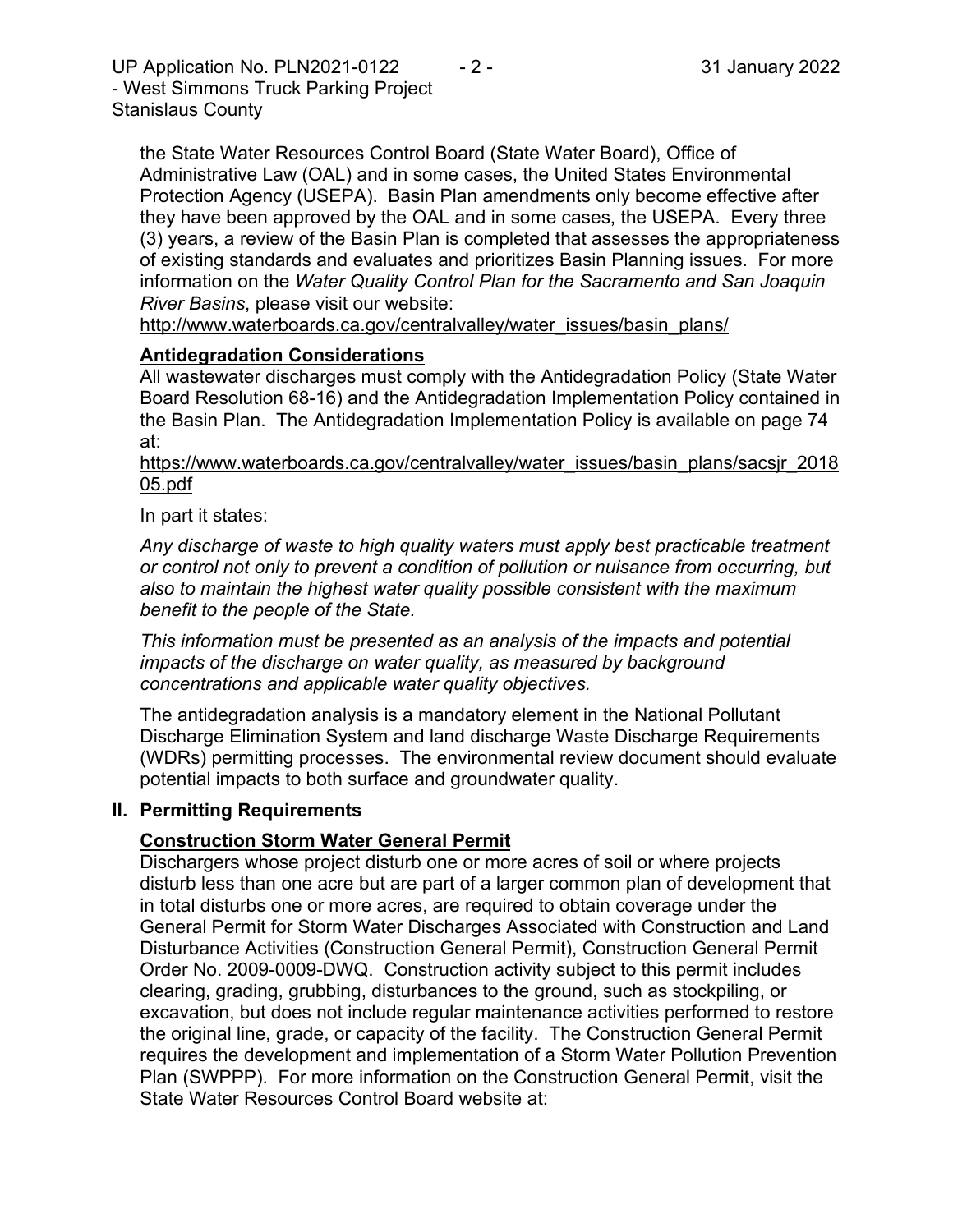the State Water Resources Control Board (State Water Board), Office of Administrative Law (OAL) and in some cases, the United States Environmental Protection Agency (USEPA). Basin Plan amendments only become effective after they have been approved by the OAL and in some cases, the USEPA. Every three (3) years, a review of the Basin Plan is completed that assesses the appropriateness of existing standards and evaluates and prioritizes Basin Planning issues. For more information on the *Water Quality Control Plan for the Sacramento and San Joaquin River Basins*, please visit our website:
http://www.waterboards.ca.gov/centralvalley/water_issues/basin_plans/

**Antidegradation Considerations**

All wastewater discharges must comply with the Antidegradation Policy (State Water Board Resolution 68-16) and the Antidegradation Implementation Policy contained in the Basin Plan. The Antidegradation Implementation Policy is available on page 74 at:
https://www.waterboards.ca.gov/centralvalley/water_issues/basin_plans/sacsjr_201805.pdf

In part it states:

*Any discharge of waste to high quality waters must apply best practicable treatment or control not only to prevent a condition of pollution or nuisance from occurring, but also to maintain the highest water quality possible consistent with the maximum benefit to the people of the State.*

*This information must be presented as an analysis of the impacts and potential impacts of the discharge on water quality, as measured by background concentrations and applicable water quality objectives.*

The antidegradation analysis is a mandatory element in the National Pollutant Discharge Elimination System and land discharge Waste Discharge Requirements (WDRs) permitting processes. The environmental review document should evaluate potential impacts to both surface and groundwater quality.

## II. Permitting Requirements

**Construction Storm Water General Permit**

Dischargers whose project disturb one or more acres of soil or where projects disturb less than one acre but are part of a larger common plan of development that in total disturbs one or more acres, are required to obtain coverage under the General Permit for Storm Water Discharges Associated with Construction and Land Disturbance Activities (Construction General Permit), Construction General Permit Order No. 2009-0009-DWQ. Construction activity subject to this permit includes clearing, grading, grubbing, disturbances to the ground, such as stockpiling, or excavation, but does not include regular maintenance activities performed to restore the original line, grade, or capacity of the facility. The Construction General Permit requires the development and implementation of a Storm Water Pollution Prevention Plan (SWPPP). For more information on the Construction General Permit, visit the State Water Resources Control Board website at: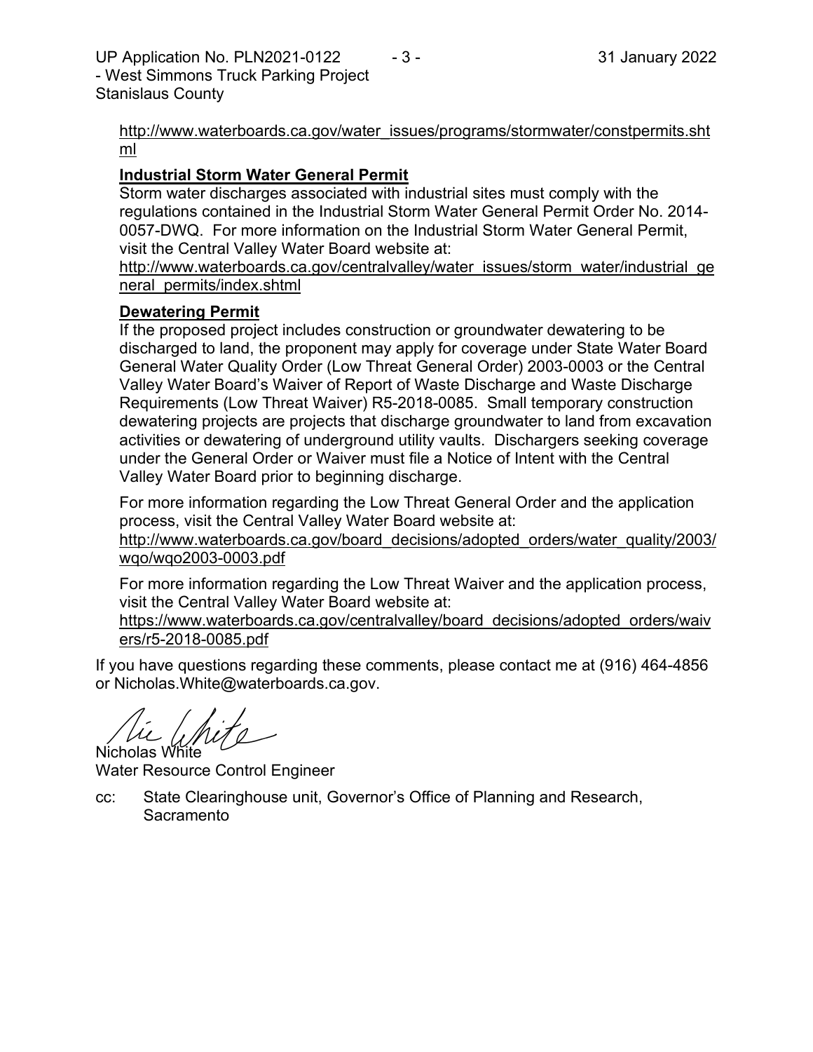http://www.waterboards.ca.gov/water_issues/programs/stormwater/constpermits.shtml

**Industrial Storm Water General Permit**

Storm water discharges associated with industrial sites must comply with the regulations contained in the Industrial Storm Water General Permit Order No. 2014-0057-DWQ. For more information on the Industrial Storm Water General Permit, visit the Central Valley Water Board website at:
http://www.waterboards.ca.gov/centralvalley/water_issues/storm_water/industrial_general_permits/index.shtml

**Dewatering Permit**

If the proposed project includes construction or groundwater dewatering to be discharged to land, the proponent may apply for coverage under State Water Board General Water Quality Order (Low Threat General Order) 2003-0003 or the Central Valley Water Board's Waiver of Report of Waste Discharge and Waste Discharge Requirements (Low Threat Waiver) R5-2018-0085. Small temporary construction dewatering projects are projects that discharge groundwater to land from excavation activities or dewatering of underground utility vaults. Dischargers seeking coverage under the General Order or Waiver must file a Notice of Intent with the Central Valley Water Board prior to beginning discharge.

For more information regarding the Low Threat General Order and the application process, visit the Central Valley Water Board website at:
http://www.waterboards.ca.gov/board_decisions/adopted_orders/water_quality/2003/wqo/wqo2003-0003.pdf

For more information regarding the Low Threat Waiver and the application process, visit the Central Valley Water Board website at:
https://www.waterboards.ca.gov/centralvalley/board_decisions/adopted_orders/waivers/r5-2018-0085.pdf

If you have questions regarding these comments, please contact me at (916) 464-4856 or Nicholas.White@waterboards.ca.gov.

Nicholas White
Water Resource Control Engineer

cc: State Clearinghouse unit, Governor's Office of Planning and Research, Sacramento